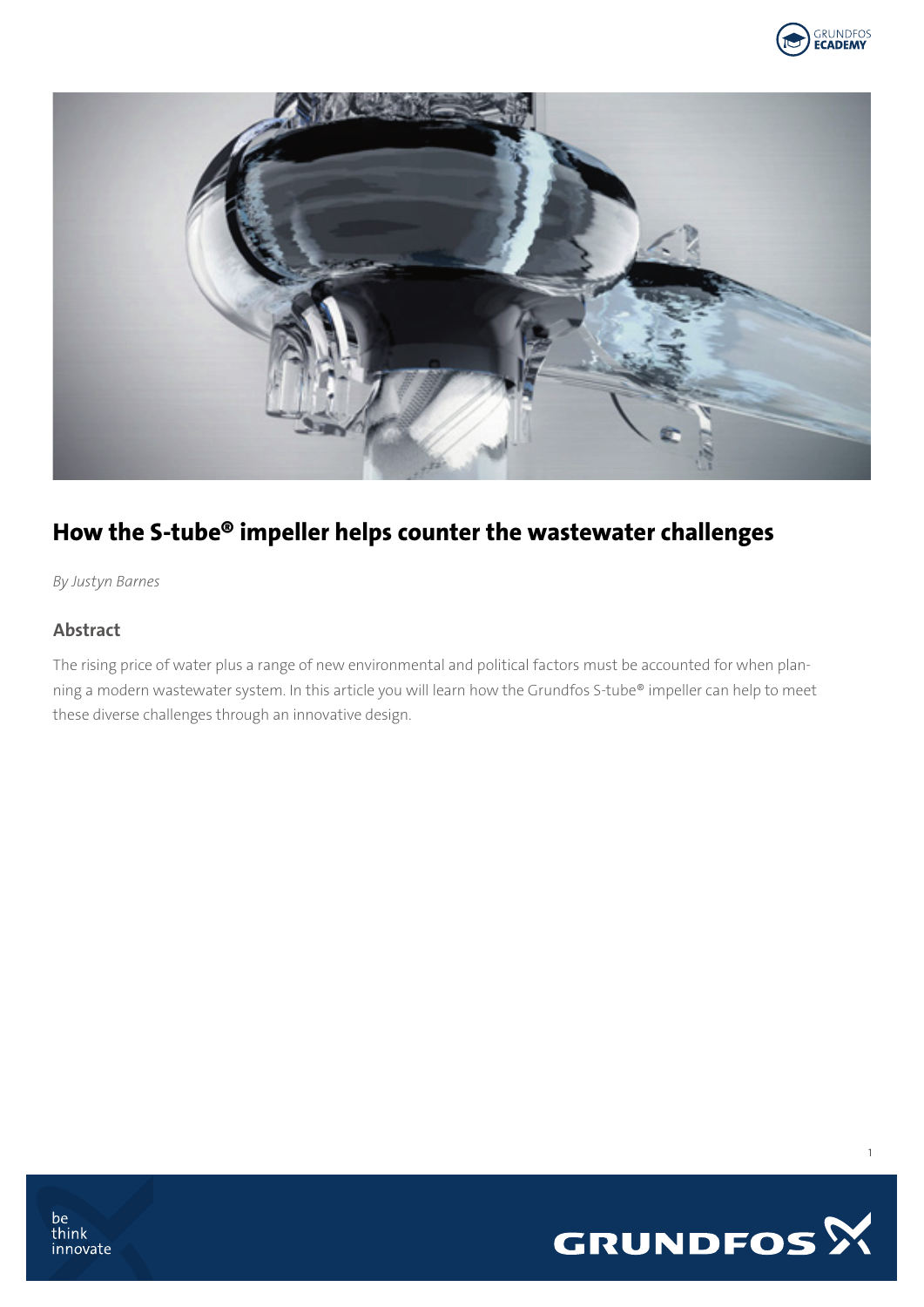# How the S-tube® impeller helps counter the wastewater challenges

*By Justyn Barnes*

## Abstract

The rising price of water plus a range of new environmental and political factors must be accounted for when planning a modern wastewater system. In this article you will learn how the Grundfos S-tube® impeller can help to meet these diverse challenges through an innovative design.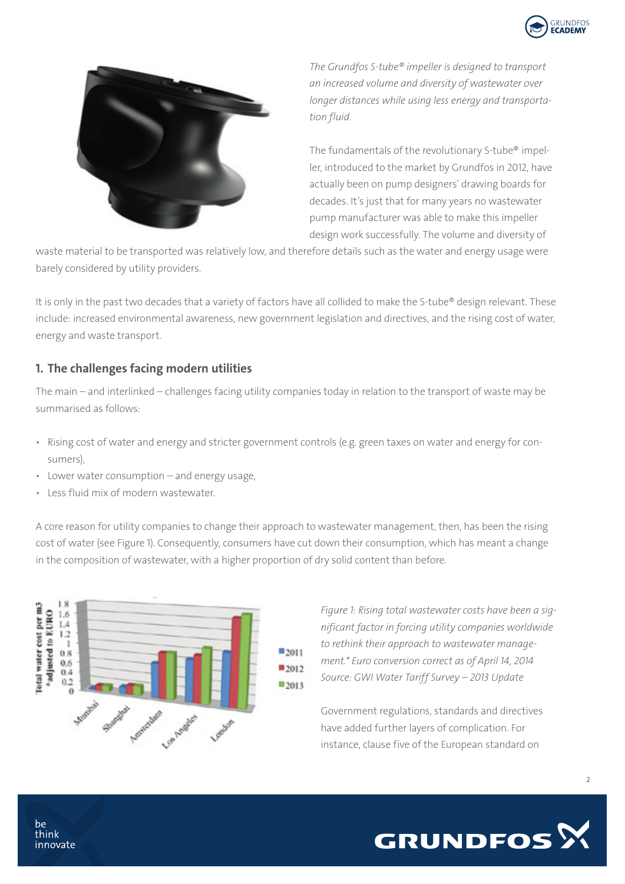*The Grundfos S-tube® impeller is designed to transport an increased volume and diversity of wastewater over longer distances while using less energy and transportation fluid.*

The fundamentals of the revolutionary S-tube® impeller, introduced to the market by Grundfos in 2012, have actually been on pump designers' drawing boards for decades. It's just that for many years no wastewater pump manufacturer was able to make this impeller design work successfully. The volume and diversity of waste material to be transported was relatively low, and therefore details such as the water and energy usage were barely considered by utility providers.

It is only in the past two decades that a variety of factors have all collided to make the S-tube® design relevant. These include: increased environmental awareness, new government legislation and directives, and the rising cost of water, energy and waste transport.

## 1. The challenges facing modern utilities

The main – and interlinked – challenges facing utility companies today in relation to the transport of waste may be summarised as follows:

- Rising cost of water and energy and stricter government controls (e.g. green taxes on water and energy for consumers),
- Lower water consumption – and energy usage,
- Less fluid mix of modern wastewater.

A core reason for utility companies to change their approach to wastewater management, then, has been the rising cost of water (see Figure 1). Consequently, consumers have cut down their consumption, which has meant a change in the composition of wastewater, with a higher proportion of dry solid content than before.

*Figure 1: Rising total wastewater costs have been a significant factor in forcing utility companies worldwide to rethink their approach to wastewater management.\* Euro conversion correct as of April 14, 2014 Source: GWI Water Tariff Survey – 2013 Update*

Government regulations, standards and directives have added further layers of complication. For instance, clause five of the European standard on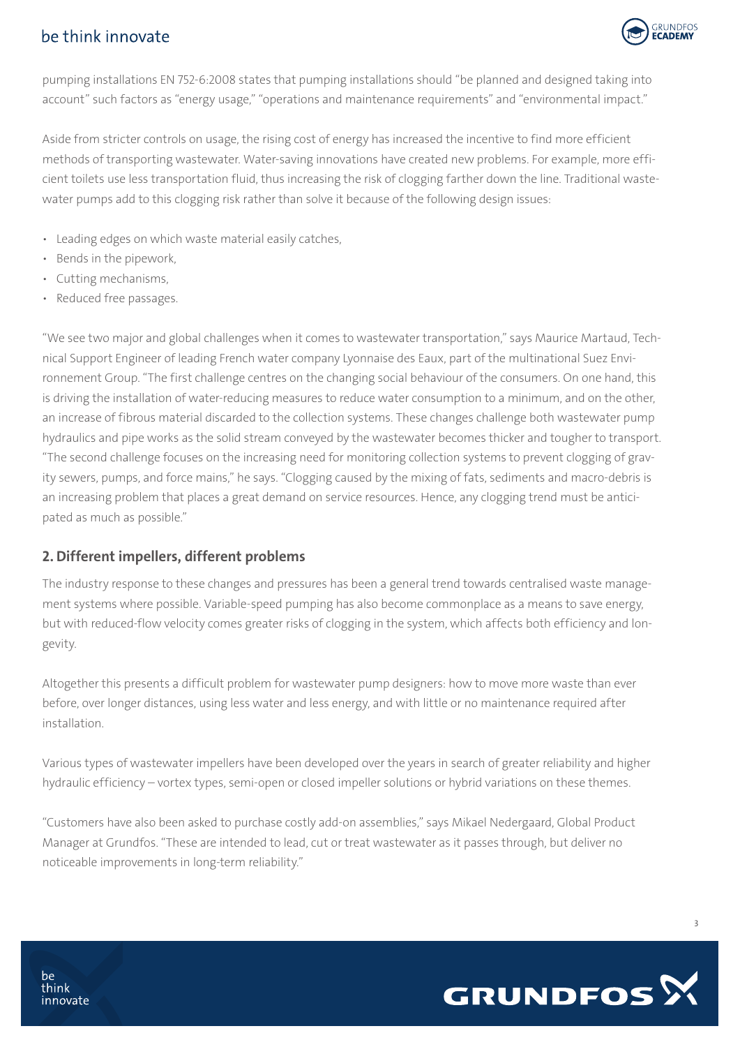pumping installations EN 752-6:2008 states that pumping installations should "be planned and designed taking into account" such factors as "energy usage," "operations and maintenance requirements" and "environmental impact."

Aside from stricter controls on usage, the rising cost of energy has increased the incentive to find more efficient methods of transporting wastewater. Water-saving innovations have created new problems. For example, more efficient toilets use less transportation fluid, thus increasing the risk of clogging farther down the line. Traditional wastewater pumps add to this clogging risk rather than solve it because of the following design issues:

- Leading edges on which waste material easily catches,
- Bends in the pipework,
- Cutting mechanisms,
- Reduced free passages.

"We see two major and global challenges when it comes to wastewater transportation," says Maurice Martaud, Technical Support Engineer of leading French water company Lyonnaise des Eaux, part of the multinational Suez Environnement Group. "The first challenge centres on the changing social behaviour of the consumers. On one hand, this is driving the installation of water-reducing measures to reduce water consumption to a minimum, and on the other, an increase of fibrous material discarded to the collection systems. These changes challenge both wastewater pump hydraulics and pipe works as the solid stream conveyed by the wastewater becomes thicker and tougher to transport. "The second challenge focuses on the increasing need for monitoring collection systems to prevent clogging of gravity sewers, pumps, and force mains," he says. "Clogging caused by the mixing of fats, sediments and macro-debris is an increasing problem that places a great demand on service resources. Hence, any clogging trend must be anticipated as much as possible."

## 2. Different impellers, different problems

The industry response to these changes and pressures has been a general trend towards centralised waste management systems where possible. Variable-speed pumping has also become commonplace as a means to save energy, but with reduced-flow velocity comes greater risks of clogging in the system, which affects both efficiency and longevity.

Altogether this presents a difficult problem for wastewater pump designers: how to move more waste than ever before, over longer distances, using less water and less energy, and with little or no maintenance required after installation.

Various types of wastewater impellers have been developed over the years in search of greater reliability and higher hydraulic efficiency – vortex types, semi-open or closed impeller solutions or hybrid variations on these themes.

"Customers have also been asked to purchase costly add-on assemblies," says Mikael Nedergaard, Global Product Manager at Grundfos. "These are intended to lead, cut or treat wastewater as it passes through, but deliver no noticeable improvements in long-term reliability."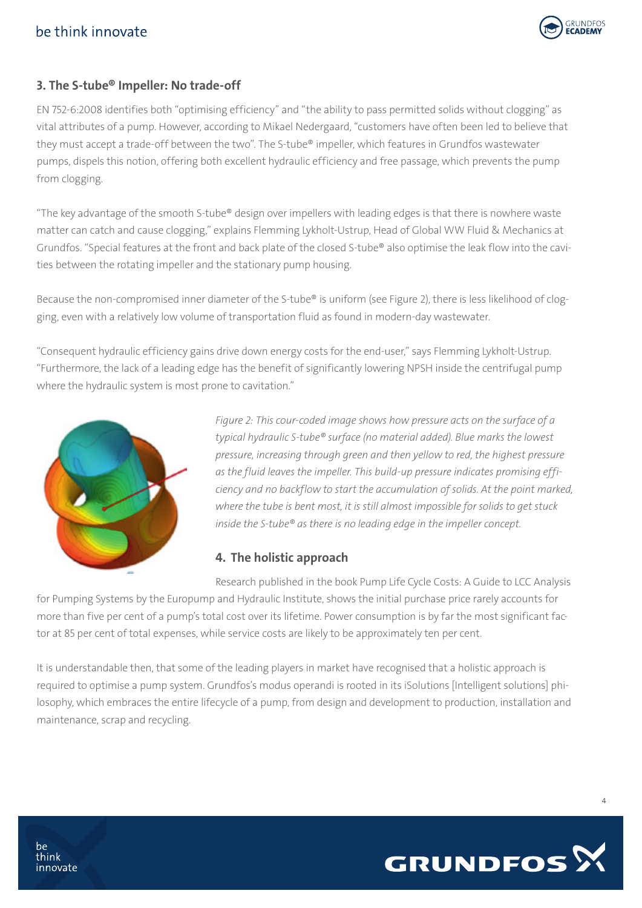## 3. The S-tube® Impeller: No trade-off

EN 752-6:2008 identifies both "optimising efficiency" and "the ability to pass permitted solids without clogging" as vital attributes of a pump. However, according to Mikael Nedergaard, "customers have often been led to believe that they must accept a trade-off between the two". The S-tube® impeller, which features in Grundfos wastewater pumps, dispels this notion, offering both excellent hydraulic efficiency and free passage, which prevents the pump from clogging.

"The key advantage of the smooth S-tube® design over impellers with leading edges is that there is nowhere waste matter can catch and cause clogging," explains Flemming Lykholt-Ustrup, Head of Global WW Fluid & Mechanics at Grundfos. "Special features at the front and back plate of the closed S-tube® also optimise the leak flow into the cavities between the rotating impeller and the stationary pump housing.

Because the non-compromised inner diameter of the S-tube® is uniform (see Figure 2), there is less likelihood of clogging, even with a relatively low volume of transportation fluid as found in modern-day wastewater.

"Consequent hydraulic efficiency gains drive down energy costs for the end-user," says Flemming Lykholt-Ustrup. "Furthermore, the lack of a leading edge has the benefit of significantly lowering NPSH inside the centrifugal pump where the hydraulic system is most prone to cavitation."

*Figure 2: This cour-coded image shows how pressure acts on the surface of a typical hydraulic S-tube® surface (no material added). Blue marks the lowest pressure, increasing through green and then yellow to red, the highest pressure as the fluid leaves the impeller. This build-up pressure indicates promising efficiency and no backflow to start the accumulation of solids. At the point marked, where the tube is bent most, it is still almost impossible for solids to get stuck inside the S-tube® as there is no leading edge in the impeller concept.*

## 4. The holistic approach

Research published in the book Pump Life Cycle Costs: A Guide to LCC Analysis for Pumping Systems by the Europump and Hydraulic Institute, shows the initial purchase price rarely accounts for more than five per cent of a pump's total cost over its lifetime. Power consumption is by far the most significant factor at 85 per cent of total expenses, while service costs are likely to be approximately ten per cent.

It is understandable then, that some of the leading players in market have recognised that a holistic approach is required to optimise a pump system. Grundfos's modus operandi is rooted in its iSolutions [Intelligent solutions] philosophy, which embraces the entire lifecycle of a pump, from design and development to production, installation and maintenance, scrap and recycling.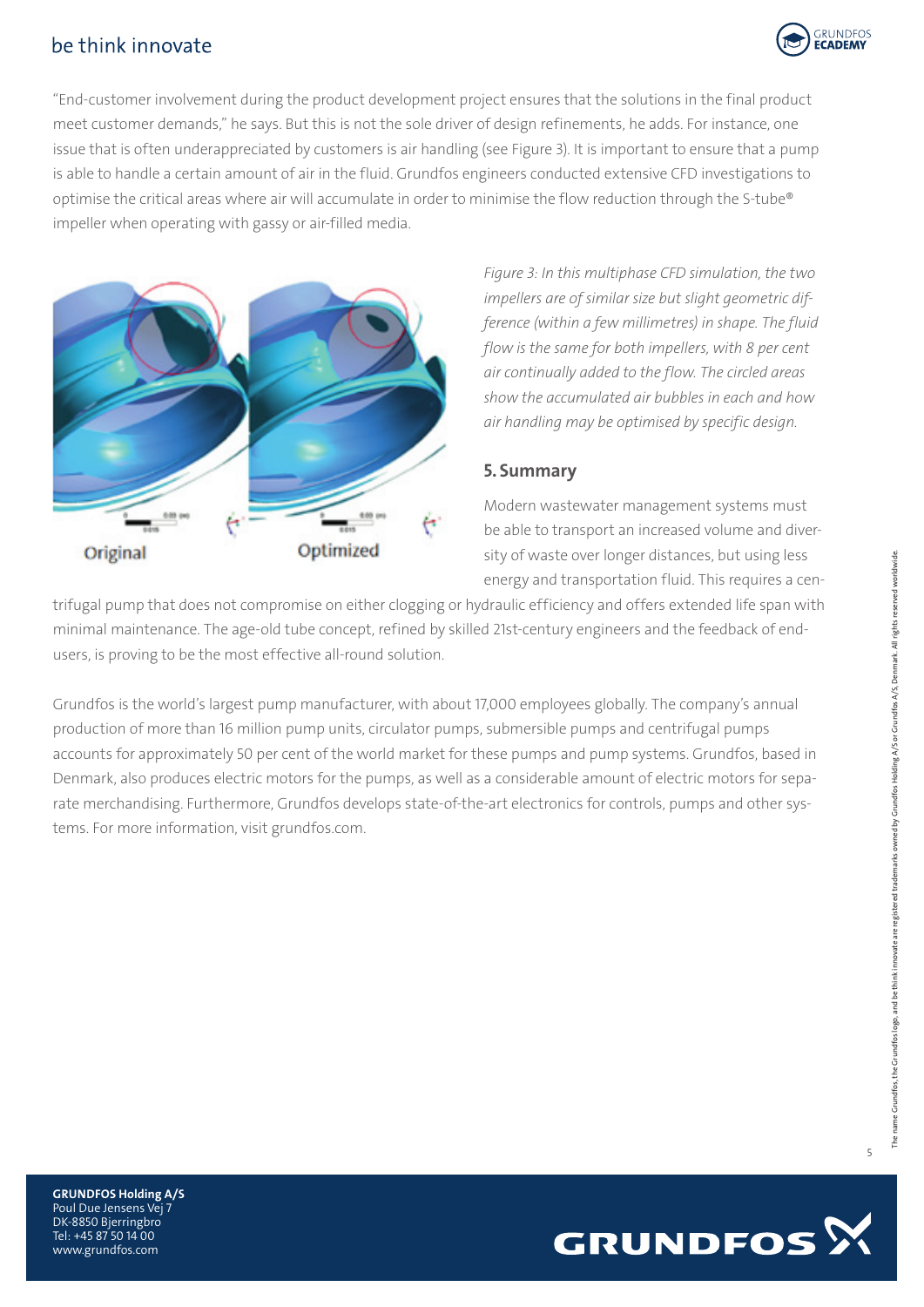"End-customer involvement during the product development project ensures that the solutions in the final product meet customer demands," he says. But this is not the sole driver of design refinements, he adds. For instance, one issue that is often underappreciated by customers is air handling (see Figure 3). It is important to ensure that a pump is able to handle a certain amount of air in the fluid. Grundfos engineers conducted extensive CFD investigations to optimise the critical areas where air will accumulate in order to minimise the flow reduction through the S-tube® impeller when operating with gassy or air-filled media.

Original

Optimized

*Figure 3: In this multiphase CFD simulation, the two impellers are of similar size but slight geometric difference (within a few millimetres) in shape. The fluid flow is the same for both impellers, with 8 per cent air continually added to the flow. The circled areas show the accumulated air bubbles in each and how air handling may be optimised by specific design.*

## 5. Summary

Modern wastewater management systems must be able to transport an increased volume and diversity of waste over longer distances, but using less energy and transportation fluid. This requires a centrifugal pump that does not compromise on either clogging or hydraulic efficiency and offers extended life span with minimal maintenance. The age-old tube concept, refined by skilled 21st-century engineers and the feedback of end-users, is proving to be the most effective all-round solution.

Grundfos is the world's largest pump manufacturer, with about 17,000 employees globally. The company's annual production of more than 16 million pump units, circulator pumps, submersible pumps and centrifugal pumps accounts for approximately 50 per cent of the world market for these pumps and pump systems. Grundfos, based in Denmark, also produces electric motors for the pumps, as well as a considerable amount of electric motors for separate merchandising. Furthermore, Grundfos develops state-of-the-art electronics for controls, pumps and other systems. For more information, visit grundfos.com.

The name Grundfos, the Grundfos logo, and be think innovate are registered trademarks owned by Grundfos Holding A/S or Grundfos A/S, Denmark. All rights reserved worldwide.

**GRUNDFOS Holding A/S**
Poul Due Jensens Vej 7
DK-8850 Bjerringbro
Tel: +45 87 50 14 00
www.grundfos.com